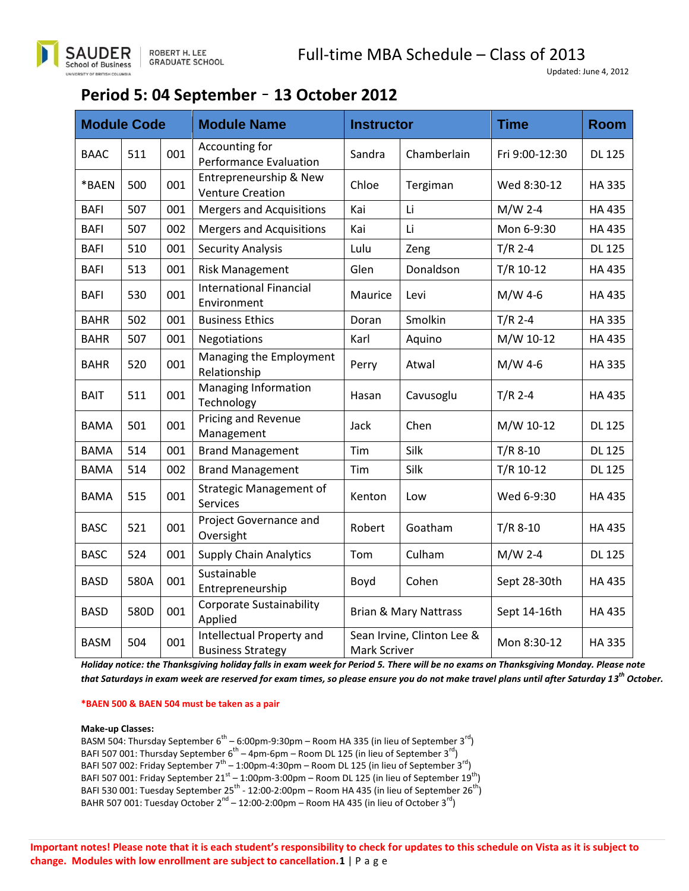# Full-time MBA Schedule – Class of 2013

Updated: June 4, 2012

## Period 5: 04 September ‑ 13 October 2012

| Module Code | | | Module Name | Instructor | | Time | Room |
|---|---|---|---|---|---|---|---|
| BAAC | 511 | 001 | Accounting for Performance Evaluation | Sandra | Chamberlain | Fri 9:00-12:30 | DL 125 |
| *BAEN | 500 | 001 | Entrepreneurship & New Venture Creation | Chloe | Tergiman | Wed 8:30-12 | HA 335 |
| BAFI | 507 | 001 | Mergers and Acquisitions | Kai | Li | M/W 2-4 | HA 435 |
| BAFI | 507 | 002 | Mergers and Acquisitions | Kai | Li | Mon 6-9:30 | HA 435 |
| BAFI | 510 | 001 | Security Analysis | Lulu | Zeng | T/R 2-4 | DL 125 |
| BAFI | 513 | 001 | Risk Management | Glen | Donaldson | T/R 10-12 | HA 435 |
| BAFI | 530 | 001 | International Financial Environment | Maurice | Levi | M/W 4-6 | HA 435 |
| BAHR | 502 | 001 | Business Ethics | Doran | Smolkin | T/R 2-4 | HA 335 |
| BAHR | 507 | 001 | Negotiations | Karl | Aquino | M/W 10-12 | HA 435 |
| BAHR | 520 | 001 | Managing the Employment Relationship | Perry | Atwal | M/W 4-6 | HA 335 |
| BAIT | 511 | 001 | Managing Information Technology | Hasan | Cavusoglu | T/R 2-4 | HA 435 |
| BAMA | 501 | 001 | Pricing and Revenue Management | Jack | Chen | M/W 10-12 | DL 125 |
| BAMA | 514 | 001 | Brand Management | Tim | Silk | T/R 8-10 | DL 125 |
| BAMA | 514 | 002 | Brand Management | Tim | Silk | T/R 10-12 | DL 125 |
| BAMA | 515 | 001 | Strategic Management of Services | Kenton | Low | Wed 6-9:30 | HA 435 |
| BASC | 521 | 001 | Project Governance and Oversight | Robert | Goatham | T/R 8-10 | HA 435 |
| BASC | 524 | 001 | Supply Chain Analytics | Tom | Culham | M/W 2-4 | DL 125 |
| BASD | 580A | 001 | Sustainable Entrepreneurship | Boyd | Cohen | Sept 28-30th | HA 435 |
| BASD | 580D | 001 | Corporate Sustainability Applied | Brian & Mary Nattrass | | Sept 14-16th | HA 435 |
| BASM | 504 | 001 | Intellectual Property and Business Strategy | Sean Irvine, Clinton Lee & Mark Scriver | | Mon 8:30-12 | HA 335 |

***Holiday notice: the Thanksgiving holiday falls in exam week for Period 5. There will be no exams on Thanksgiving Monday. Please note that Saturdays in exam week are reserved for exam times, so please ensure you do not make travel plans until after Saturday 13th October.***

**\*BAEN 500 & BAEN 504 must be taken as a pair**

**Make-up Classes:**

BASM 504: Thursday September 6th – 6:00pm-9:30pm – Room HA 335 (in lieu of September 3rd)
BAFI 507 001: Thursday September 6th – 4pm-6pm – Room DL 125 (in lieu of September 3rd)
BAFI 507 002: Friday September 7th – 1:00pm-4:30pm – Room DL 125 (in lieu of September 3rd)
BAFI 507 001: Friday September 21st – 1:00pm-3:00pm – Room DL 125 (in lieu of September 19th)
BAFI 530 001: Tuesday September 25th - 12:00-2:00pm – Room HA 435 (in lieu of September 26th)
BAHR 507 001: Tuesday October 2nd – 12:00-2:00pm – Room HA 435 (in lieu of October 3rd)

**Important notes! Please note that it is each student's responsibility to check for updates to this schedule on Vista as it is subject to change. Modules with low enrollment are subject to cancellation.**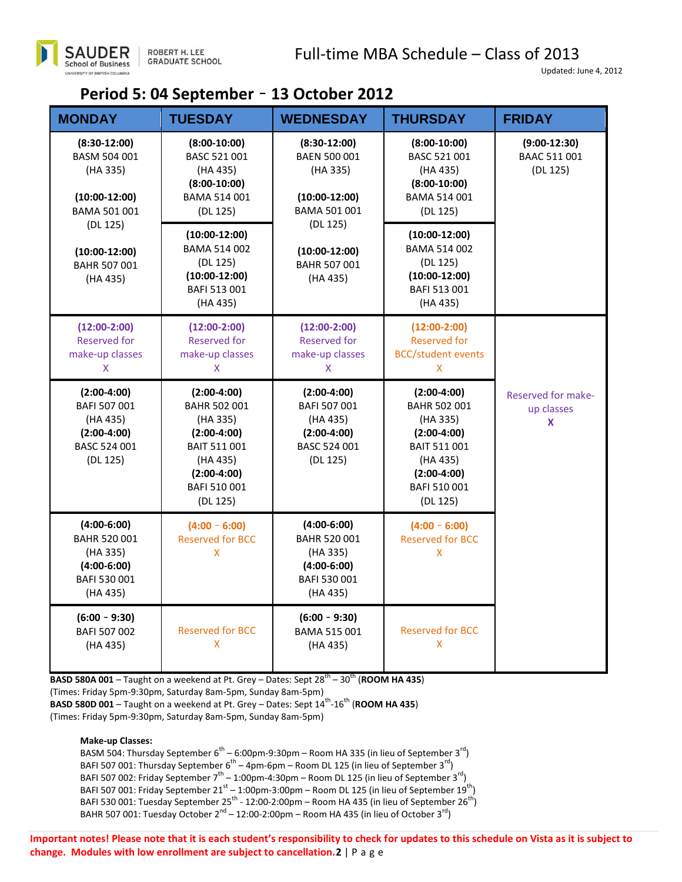# Full-time MBA Schedule – Class of 2013

Updated: June 4, 2012

## Period 5: 04 September - 13 October 2012

| MONDAY | TUESDAY | WEDNESDAY | THURSDAY | FRIDAY |
|---|---|---|---|---|
| **(8:30-12:00)** BASM 504 001 (HA 335)<br><br>**(10:00-12:00)** BAMA 501 001 (DL 125)<br><br>**(10:00-12:00)** BAHR 507 001 (HA 435) | **(8:00-10:00)** BASC 521 001 (HA 435)<br>**(8:00-10:00)** BAMA 514 001 (DL 125)<br><br>**(10:00-12:00)** BAMA 514 002 (DL 125)<br>**(10:00-12:00)** BAFI 513 001 (HA 435) | **(8:30-12:00)** BAEN 500 001 (HA 335)<br><br>**(10:00-12:00)** BAMA 501 001 (DL 125)<br><br>**(10:00-12:00)** BAHR 507 001 (HA 435) | **(8:00-10:00)** BASC 521 001 (HA 435)<br>**(8:00-10:00)** BAMA 514 001 (DL 125)<br><br>**(10:00-12:00)** BAMA 514 002 (DL 125)<br>**(10:00-12:00)** BAFI 513 001 (HA 435) | **(9:00-12:30)** BAAC 511 001 (DL 125) |
| **(12:00-2:00)** Reserved for make-up classes X | **(12:00-2:00)** Reserved for make-up classes X | **(12:00-2:00)** Reserved for make-up classes X | **(12:00-2:00)** Reserved for BCC/student events X | Reserved for make-up classes X |
| **(2:00-4:00)** BAFI 507 001 (HA 435)<br>**(2:00-4:00)** BASC 524 001 (DL 125) | **(2:00-4:00)** BAHR 502 001 (HA 335)<br>**(2:00-4:00)** BAIT 511 001 (HA 435)<br>**(2:00-4:00)** BAFI 510 001 (DL 125) | **(2:00-4:00)** BAFI 507 001 (HA 435)<br>**(2:00-4:00)** BASC 524 001 (DL 125) | **(2:00-4:00)** BAHR 502 001 (HA 335)<br>**(2:00-4:00)** BAIT 511 001 (HA 435)<br>**(2:00-4:00)** BAFI 510 001 (DL 125) | |
| **(4:00-6:00)** BAHR 520 001 (HA 335)<br>**(4:00-6:00)** BAFI 530 001 (HA 435) | **(4:00 - 6:00)** Reserved for BCC X | **(4:00-6:00)** BAHR 520 001 (HA 335)<br>**(4:00-6:00)** BAFI 530 001 (HA 435) | **(4:00 - 6:00)** Reserved for BCC X | |
| **(6:00 - 9:30)** BAFI 507 002 (HA 435) | Reserved for BCC X | **(6:00 - 9:30)** BAMA 515 001 (HA 435) | Reserved for BCC X | |

**BASD 580A 001** – Taught on a weekend at Pt. Grey – Dates: Sept 28th – 30th (**ROOM HA 435**)
(Times: Friday 5pm-9:30pm, Saturday 8am-5pm, Sunday 8am-5pm)
**BASD 580D 001** – Taught on a weekend at Pt. Grey – Dates: Sept 14th-16th (**ROOM HA 435**)
(Times: Friday 5pm-9:30pm, Saturday 8am-5pm, Sunday 8am-5pm)

**Make-up Classes:**
BASM 504: Thursday September 6th – 6:00pm-9:30pm – Room HA 335 (in lieu of September 3rd)
BAFI 507 001: Thursday September 6th – 4pm-6pm – Room DL 125 (in lieu of September 3rd)
BAFI 507 002: Friday September 7th – 1:00pm-4:30pm – Room DL 125 (in lieu of September 3rd)
BAFI 507 001: Friday September 21st – 1:00pm-3:00pm – Room DL 125 (in lieu of September 19th)
BAFI 530 001: Tuesday September 25th - 12:00-2:00pm – Room HA 435 (in lieu of September 26th)
BAHR 507 001: Tuesday October 2nd – 12:00-2:00pm – Room HA 435 (in lieu of October 3rd)

**Important notes! Please note that it is each student's responsibility to check for updates to this schedule on Vista as it is subject to change. Modules with low enrollment are subject to cancellation.**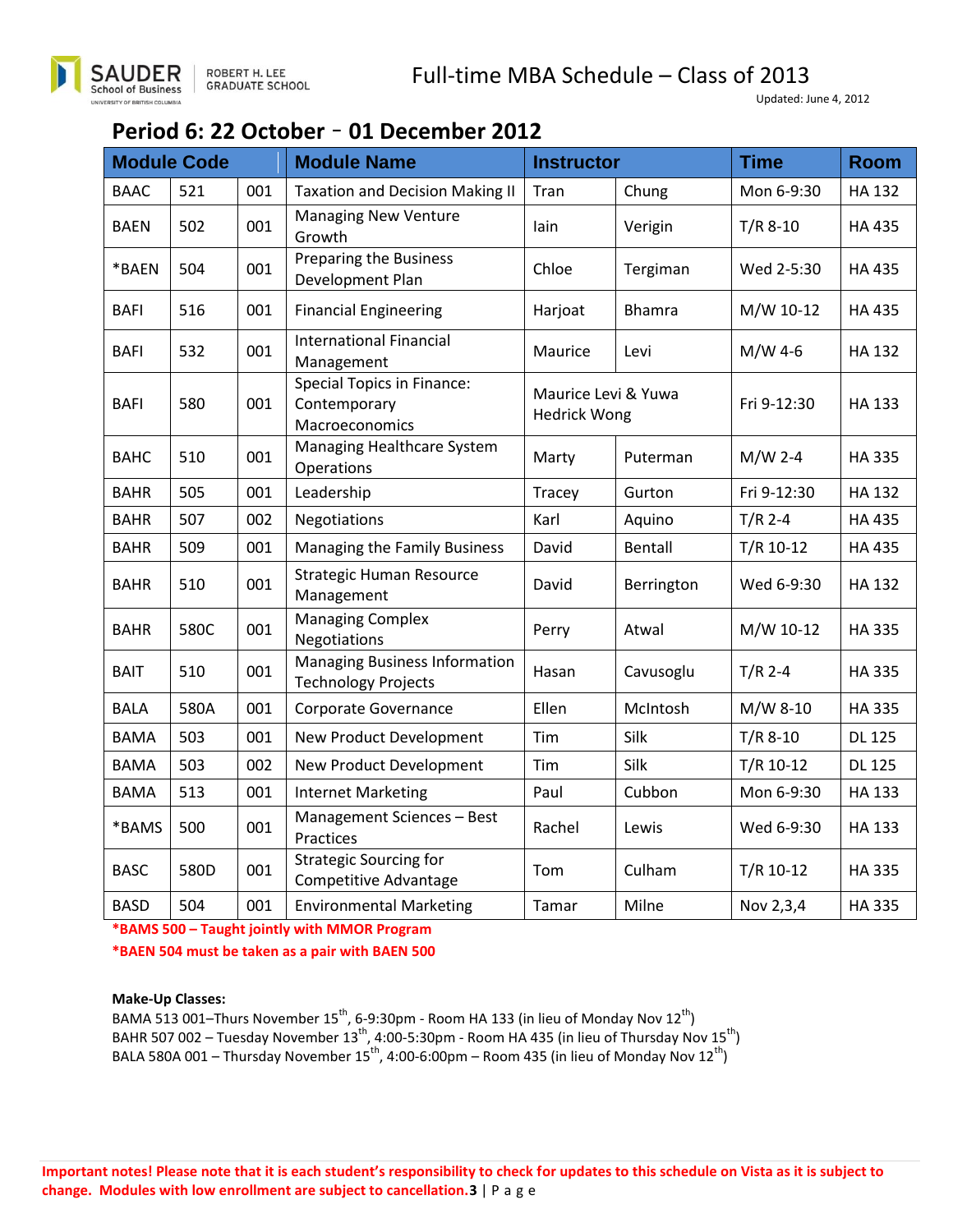# Full-time MBA Schedule – Class of 2013

Updated: June 4, 2012

## Period 6: 22 October – 01 December 2012

| Module Code | | | Module Name | Instructor | | Time | Room |
|---|---|---|---|---|---|---|---|
| BAAC | 521 | 001 | Taxation and Decision Making II | Tran | Chung | Mon 6-9:30 | HA 132 |
| BAEN | 502 | 001 | Managing New Venture Growth | Iain | Verigin | T/R 8-10 | HA 435 |
| *BAEN | 504 | 001 | Preparing the Business Development Plan | Chloe | Tergiman | Wed 2-5:30 | HA 435 |
| BAFI | 516 | 001 | Financial Engineering | Harjoat | Bhamra | M/W 10-12 | HA 435 |
| BAFI | 532 | 001 | International Financial Management | Maurice | Levi | M/W 4-6 | HA 132 |
| BAFI | 580 | 001 | Special Topics in Finance: Contemporary Macroeconomics | Maurice Levi & Yuwa Hedrick Wong | | Fri 9-12:30 | HA 133 |
| BAHC | 510 | 001 | Managing Healthcare System Operations | Marty | Puterman | M/W 2-4 | HA 335 |
| BAHR | 505 | 001 | Leadership | Tracey | Gurton | Fri 9-12:30 | HA 132 |
| BAHR | 507 | 002 | Negotiations | Karl | Aquino | T/R 2-4 | HA 435 |
| BAHR | 509 | 001 | Managing the Family Business | David | Bentall | T/R 10-12 | HA 435 |
| BAHR | 510 | 001 | Strategic Human Resource Management | David | Berrington | Wed 6-9:30 | HA 132 |
| BAHR | 580C | 001 | Managing Complex Negotiations | Perry | Atwal | M/W 10-12 | HA 335 |
| BAIT | 510 | 001 | Managing Business Information Technology Projects | Hasan | Cavusoglu | T/R 2-4 | HA 335 |
| BALA | 580A | 001 | Corporate Governance | Ellen | McIntosh | M/W 8-10 | HA 335 |
| BAMA | 503 | 001 | New Product Development | Tim | Silk | T/R 8-10 | DL 125 |
| BAMA | 503 | 002 | New Product Development | Tim | Silk | T/R 10-12 | DL 125 |
| BAMA | 513 | 001 | Internet Marketing | Paul | Cubbon | Mon 6-9:30 | HA 133 |
| *BAMS | 500 | 001 | Management Sciences – Best Practices | Rachel | Lewis | Wed 6-9:30 | HA 133 |
| BASC | 580D | 001 | Strategic Sourcing for Competitive Advantage | Tom | Culham | T/R 10-12 | HA 335 |
| BASD | 504 | 001 | Environmental Marketing | Tamar | Milne | Nov 2,3,4 | HA 335 |

**\*BAMS 500 – Taught jointly with MMOR Program**

**\*BAEN 504 must be taken as a pair with BAEN 500**

**Make-Up Classes:**

BAMA 513 001–Thurs November 15th, 6-9:30pm - Room HA 133 (in lieu of Monday Nov 12th)
BAHR 507 002 – Tuesday November 13th, 4:00-5:30pm - Room HA 435 (in lieu of Thursday Nov 15th)
BALA 580A 001 – Thursday November 15th, 4:00-6:00pm – Room 435 (in lieu of Monday Nov 12th)

**Important notes! Please note that it is each student's responsibility to check for updates to this schedule on Vista as it is subject to change. Modules with low enrollment are subject to cancellation.**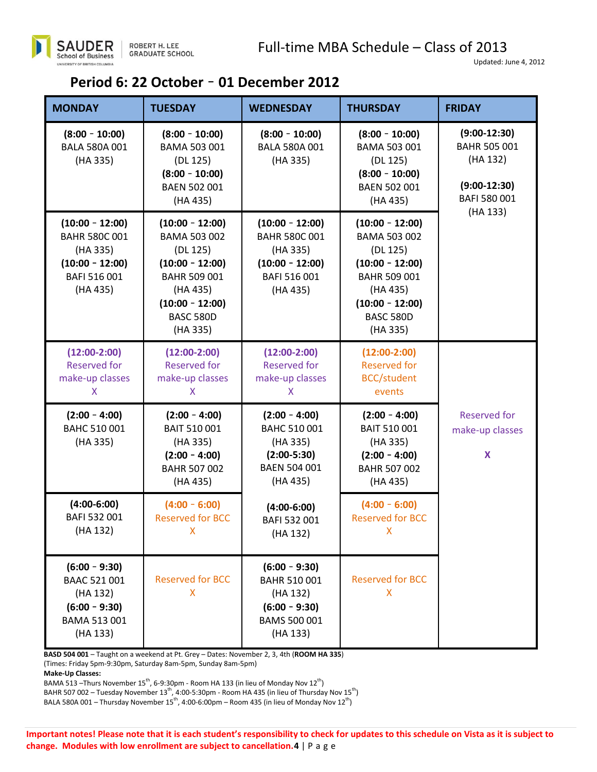SAUDER School of Business | ROBERT H. LEE GRADUATE SCHOOL

# Full-time MBA Schedule – Class of 2013

Updated: June 4, 2012

## Period 6: 22 October - 01 December 2012

| MONDAY | TUESDAY | WEDNESDAY | THURSDAY | FRIDAY |
|---|---|---|---|---|
| **(8:00 - 10:00)** BALA 580A 001 (HA 335) | **(8:00 - 10:00)** BAMA 503 001 (DL 125) **(8:00 - 10:00)** BAEN 502 001 (HA 435) | **(8:00 - 10:00)** BALA 580A 001 (HA 335) | **(8:00 - 10:00)** BAMA 503 001 (DL 125) **(8:00 - 10:00)** BAEN 502 001 (HA 435) | **(9:00-12:30)** BAHR 505 001 (HA 132) **(9:00-12:30)** BAFI 580 001 (HA 133) |
| **(10:00 - 12:00)** BAHR 580C 001 (HA 335) **(10:00 - 12:00)** BAFI 516 001 (HA 435) | **(10:00 - 12:00)** BAMA 503 002 (DL 125) **(10:00 - 12:00)** BAHR 509 001 (HA 435) **(10:00 - 12:00)** BASC 580D (HA 335) | **(10:00 - 12:00)** BAHR 580C 001 (HA 335) **(10:00 - 12:00)** BAFI 516 001 (HA 435) | **(10:00 - 12:00)** BAMA 503 002 (DL 125) **(10:00 - 12:00)** BAHR 509 001 (HA 435) **(10:00 - 12:00)** BASC 580D (HA 335) | |
| (12:00-2:00) Reserved for make-up classes X | (12:00-2:00) Reserved for make-up classes X | (12:00-2:00) Reserved for make-up classes X | (12:00-2:00) Reserved for BCC/student events | Reserved for make-up classes X |
| **(2:00 - 4:00)** BAHC 510 001 (HA 335) | **(2:00 - 4:00)** BAIT 510 001 (HA 335) **(2:00 - 4:00)** BAHR 507 002 (HA 435) | **(2:00 - 4:00)** BAHC 510 001 (HA 335) **(2:00-5:30)** BAEN 504 001 (HA 435) | **(2:00 - 4:00)** BAIT 510 001 (HA 335) **(2:00 - 4:00)** BAHR 507 002 (HA 435) | |
| **(4:00-6:00)** BAFI 532 001 (HA 132) | (4:00 - 6:00) Reserved for BCC X | **(4:00-6:00)** BAFI 532 001 (HA 132) | (4:00 - 6:00) Reserved for BCC X | |
| **(6:00 - 9:30)** BAAC 521 001 (HA 132) **(6:00 - 9:30)** BAMA 513 001 (HA 133) | Reserved for BCC X | **(6:00 - 9:30)** BAHR 510 001 (HA 132) **(6:00 - 9:30)** BAMS 500 001 (HA 133) | Reserved for BCC X | |

**BASD 504 001** – Taught on a weekend at Pt. Grey – Dates: November 2, 3, 4th (**ROOM HA 335**)
(Times: Friday 5pm-9:30pm, Saturday 8am-5pm, Sunday 8am-5pm)

**Make-Up Classes:**

BAMA 513 –Thurs November 15th, 6-9:30pm - Room HA 133 (in lieu of Monday Nov 12th)
BAHR 507 002 – Tuesday November 13th, 4:00-5:30pm - Room HA 435 (in lieu of Thursday Nov 15th)
BALA 580A 001 – Thursday November 15th, 4:00-6:00pm – Room 435 (in lieu of Monday Nov 12th)

**Important notes! Please note that it is each student's responsibility to check for updates to this schedule on Vista as it is subject to change. Modules with low enrollment are subject to cancellation.**